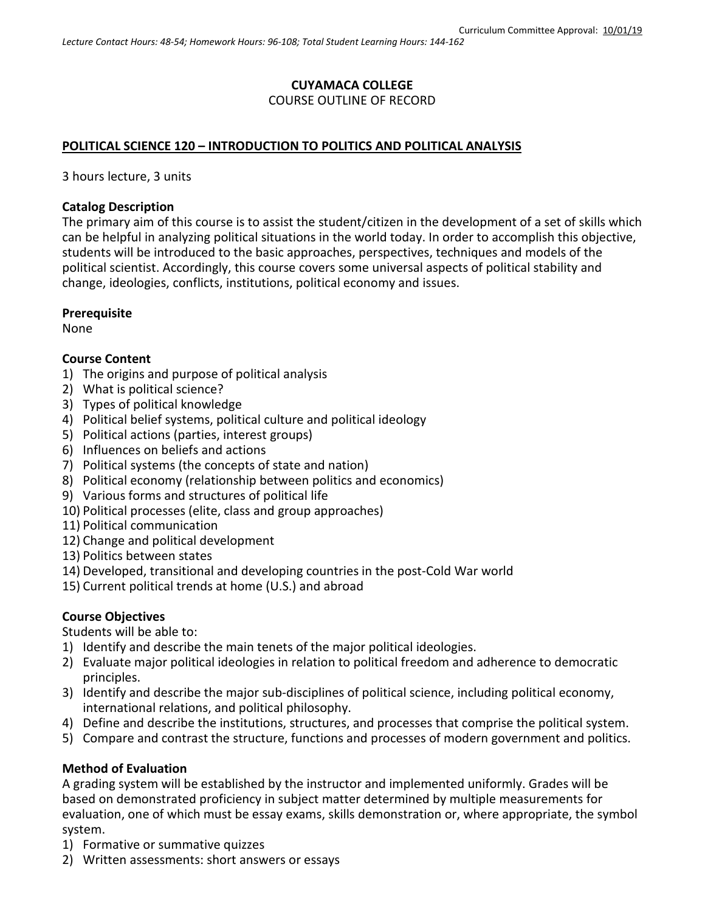Curriculum Committee Approval: 10/01/19

*Lecture Contact Hours: 48-54; Homework Hours: 96-108; Total Student Learning Hours: 144-162*

**CUYAMACA COLLEGE**

COURSE OUTLINE OF RECORD

## POLITICAL SCIENCE 120 – INTRODUCTION TO POLITICS AND POLITICAL ANALYSIS

3 hours lecture, 3 units

### Catalog Description

The primary aim of this course is to assist the student/citizen in the development of a set of skills which can be helpful in analyzing political situations in the world today. In order to accomplish this objective, students will be introduced to the basic approaches, perspectives, techniques and models of the political scientist. Accordingly, this course covers some universal aspects of political stability and change, ideologies, conflicts, institutions, political economy and issues.

### Prerequisite

None

### Course Content

1) The origins and purpose of political analysis
2) What is political science?
3) Types of political knowledge
4) Political belief systems, political culture and political ideology
5) Political actions (parties, interest groups)
6) Influences on beliefs and actions
7) Political systems (the concepts of state and nation)
8) Political economy (relationship between politics and economics)
9) Various forms and structures of political life
10) Political processes (elite, class and group approaches)
11) Political communication
12) Change and political development
13) Politics between states
14) Developed, transitional and developing countries in the post-Cold War world
15) Current political trends at home (U.S.) and abroad

### Course Objectives

Students will be able to:

1) Identify and describe the main tenets of the major political ideologies.
2) Evaluate major political ideologies in relation to political freedom and adherence to democratic principles.
3) Identify and describe the major sub-disciplines of political science, including political economy, international relations, and political philosophy.
4) Define and describe the institutions, structures, and processes that comprise the political system.
5) Compare and contrast the structure, functions and processes of modern government and politics.

### Method of Evaluation

A grading system will be established by the instructor and implemented uniformly. Grades will be based on demonstrated proficiency in subject matter determined by multiple measurements for evaluation, one of which must be essay exams, skills demonstration or, where appropriate, the symbol system.

1) Formative or summative quizzes
2) Written assessments: short answers or essays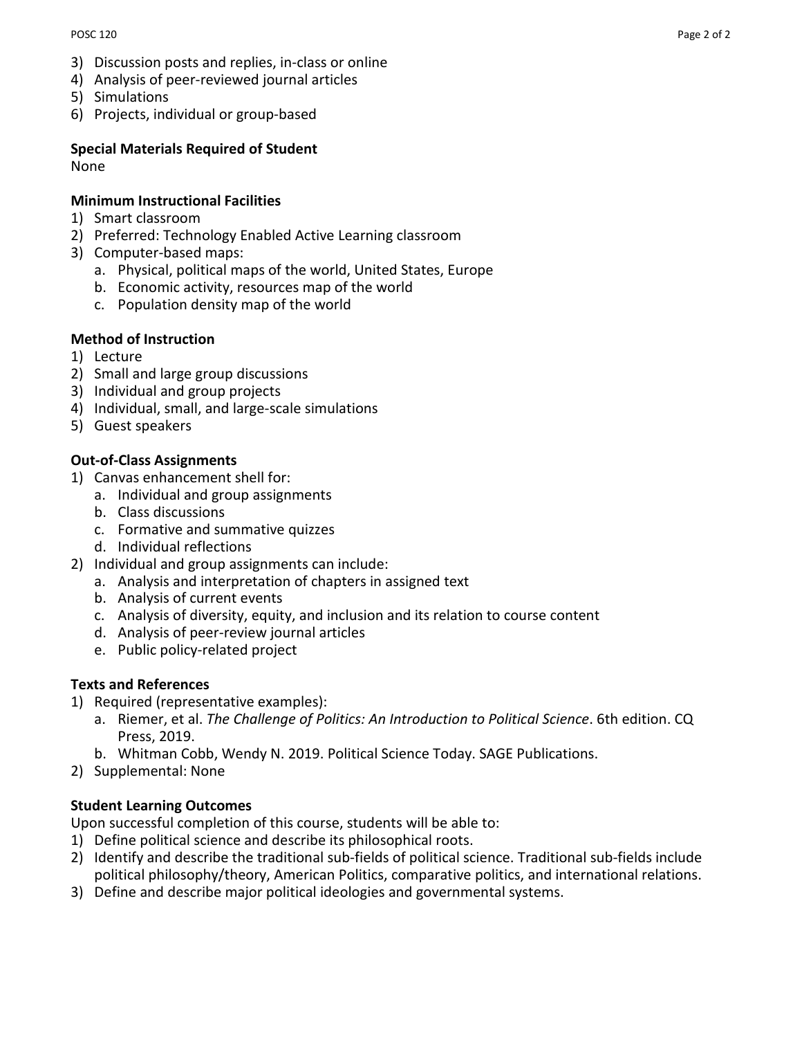3) Discussion posts and replies, in-class or online
4) Analysis of peer-reviewed journal articles
5) Simulations
6) Projects, individual or group-based

**Special Materials Required of Student**

None

**Minimum Instructional Facilities**

1) Smart classroom
2) Preferred: Technology Enabled Active Learning classroom
3) Computer-based maps:
   a. Physical, political maps of the world, United States, Europe
   b. Economic activity, resources map of the world
   c. Population density map of the world

**Method of Instruction**

1) Lecture
2) Small and large group discussions
3) Individual and group projects
4) Individual, small, and large-scale simulations
5) Guest speakers

**Out-of-Class Assignments**

1) Canvas enhancement shell for:
   a. Individual and group assignments
   b. Class discussions
   c. Formative and summative quizzes
   d. Individual reflections
2) Individual and group assignments can include:
   a. Analysis and interpretation of chapters in assigned text
   b. Analysis of current events
   c. Analysis of diversity, equity, and inclusion and its relation to course content
   d. Analysis of peer-review journal articles
   e. Public policy-related project

**Texts and References**

1) Required (representative examples):
   a. Riemer, et al. *The Challenge of Politics: An Introduction to Political Science*. 6th edition. CQ Press, 2019.
   b. Whitman Cobb, Wendy N. 2019. Political Science Today. SAGE Publications.
2) Supplemental: None

**Student Learning Outcomes**

Upon successful completion of this course, students will be able to:

1) Define political science and describe its philosophical roots.
2) Identify and describe the traditional sub-fields of political science. Traditional sub-fields include political philosophy/theory, American Politics, comparative politics, and international relations.
3) Define and describe major political ideologies and governmental systems.